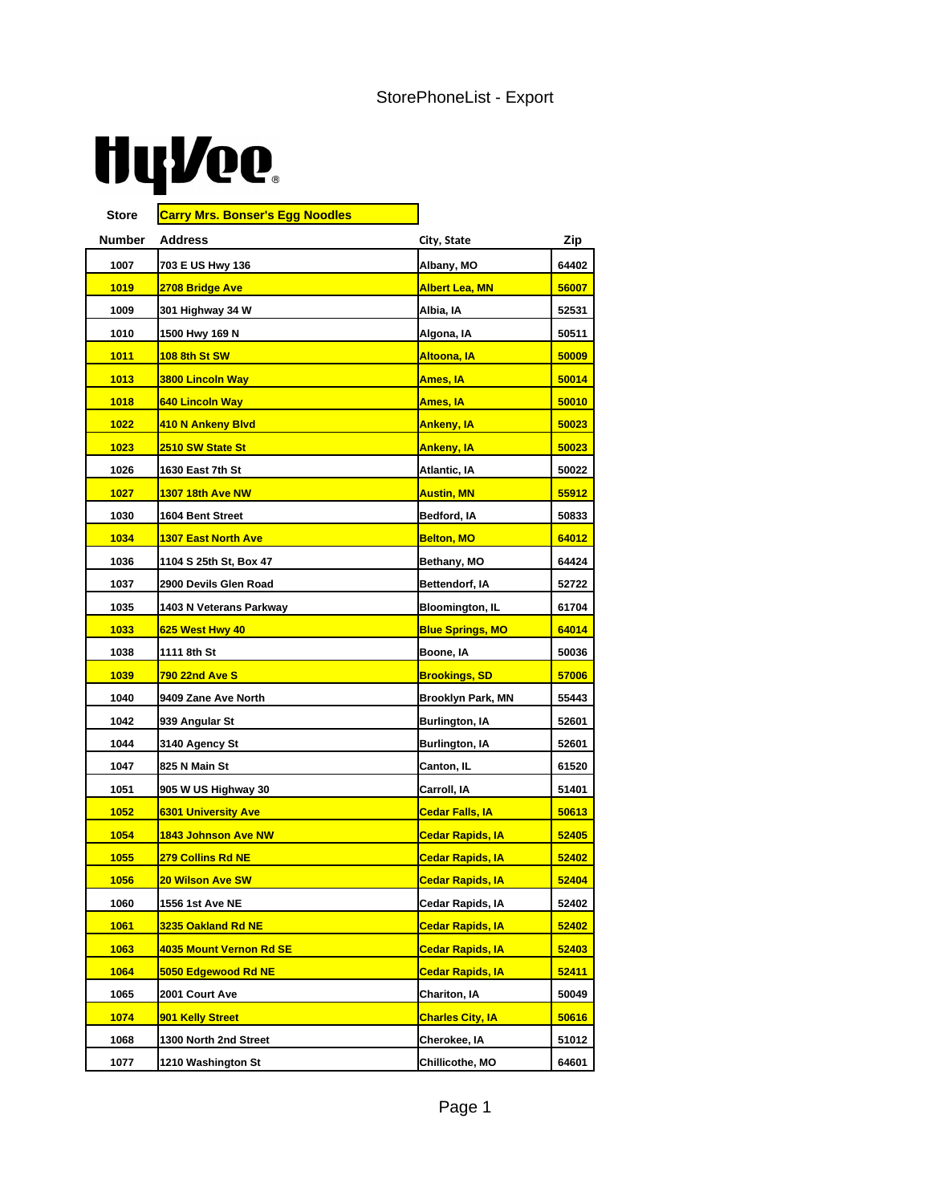StorePhoneList - Export

HyVee

Store: **Carry Mrs. Bonser's Egg Noodles**

| Store Number | Address | City, State | Zip |
|---|---|---|---|
| 1007 | 703 E US Hwy 136 | Albany, MO | 64402 |
| 1019 | 2708 Bridge Ave | Albert Lea, MN | 56007 |
| 1009 | 301 Highway 34 W | Albia, IA | 52531 |
| 1010 | 1500 Hwy 169 N | Algona, IA | 50511 |
| 1011 | 108 8th St SW | Altoona, IA | 50009 |
| 1013 | 3800 Lincoln Way | Ames, IA | 50014 |
| 1018 | 640 Lincoln Way | Ames, IA | 50010 |
| 1022 | 410 N Ankeny Blvd | Ankeny, IA | 50023 |
| 1023 | 2510 SW State St | Ankeny, IA | 50023 |
| 1026 | 1630 East 7th St | Atlantic, IA | 50022 |
| 1027 | 1307 18th Ave NW | Austin, MN | 55912 |
| 1030 | 1604 Bent Street | Bedford, IA | 50833 |
| 1034 | 1307 East North Ave | Belton, MO | 64012 |
| 1036 | 1104 S 25th St, Box 47 | Bethany, MO | 64424 |
| 1037 | 2900 Devils Glen Road | Bettendorf, IA | 52722 |
| 1035 | 1403 N Veterans Parkway | Bloomington, IL | 61704 |
| 1033 | 625 West Hwy 40 | Blue Springs, MO | 64014 |
| 1038 | 1111 8th St | Boone, IA | 50036 |
| 1039 | 790 22nd Ave S | Brookings, SD | 57006 |
| 1040 | 9409 Zane Ave North | Brooklyn Park, MN | 55443 |
| 1042 | 939 Angular St | Burlington, IA | 52601 |
| 1044 | 3140 Agency St | Burlington, IA | 52601 |
| 1047 | 825 N Main St | Canton, IL | 61520 |
| 1051 | 905 W US Highway 30 | Carroll, IA | 51401 |
| 1052 | 6301 University Ave | Cedar Falls, IA | 50613 |
| 1054 | 1843 Johnson Ave NW | Cedar Rapids, IA | 52405 |
| 1055 | 279 Collins Rd NE | Cedar Rapids, IA | 52402 |
| 1056 | 20 Wilson Ave SW | Cedar Rapids, IA | 52404 |
| 1060 | 1556 1st Ave NE | Cedar Rapids, IA | 52402 |
| 1061 | 3235 Oakland Rd NE | Cedar Rapids, IA | 52402 |
| 1063 | 4035 Mount Vernon Rd SE | Cedar Rapids, IA | 52403 |
| 1064 | 5050 Edgewood Rd NE | Cedar Rapids, IA | 52411 |
| 1065 | 2001 Court Ave | Chariton, IA | 50049 |
| 1074 | 901 Kelly Street | Charles City, IA | 50616 |
| 1068 | 1300 North 2nd Street | Cherokee, IA | 51012 |
| 1077 | 1210 Washington St | Chillicothe, MO | 64601 |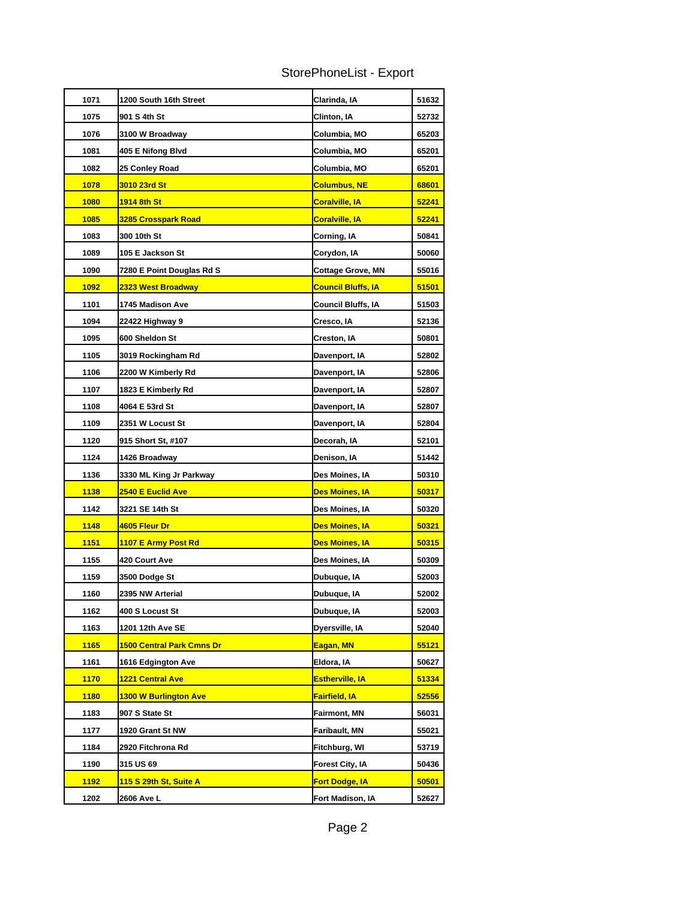| 1071 | 1200 South 16th Street | Clarinda, IA | 51632 |
|---|---|---|---|
| 1075 | 901 S 4th St | Clinton, IA | 52732 |
| 1076 | 3100 W Broadway | Columbia, MO | 65203 |
| 1081 | 405 E Nifong Blvd | Columbia, MO | 65201 |
| 1082 | 25 Conley Road | Columbia, MO | 65201 |
| 1078 | 3010 23rd St | Columbus, NE | 68601 |
| 1080 | 1914 8th St | Coralville, IA | 52241 |
| 1085 | 3285 Crosspark Road | Coralville, IA | 52241 |
| 1083 | 300 10th St | Corning, IA | 50841 |
| 1089 | 105 E Jackson St | Corydon, IA | 50060 |
| 1090 | 7280 E Point Douglas Rd S | Cottage Grove, MN | 55016 |
| 1092 | 2323 West Broadway | Council Bluffs, IA | 51501 |
| 1101 | 1745 Madison Ave | Council Bluffs, IA | 51503 |
| 1094 | 22422 Highway 9 | Cresco, IA | 52136 |
| 1095 | 600 Sheldon St | Creston, IA | 50801 |
| 1105 | 3019 Rockingham Rd | Davenport, IA | 52802 |
| 1106 | 2200 W Kimberly Rd | Davenport, IA | 52806 |
| 1107 | 1823 E Kimberly Rd | Davenport, IA | 52807 |
| 1108 | 4064 E 53rd St | Davenport, IA | 52807 |
| 1109 | 2351 W Locust St | Davenport, IA | 52804 |
| 1120 | 915 Short St, #107 | Decorah, IA | 52101 |
| 1124 | 1426 Broadway | Denison, IA | 51442 |
| 1136 | 3330 ML King Jr Parkway | Des Moines, IA | 50310 |
| 1138 | 2540 E Euclid Ave | Des Moines, IA | 50317 |
| 1142 | 3221 SE 14th St | Des Moines, IA | 50320 |
| 1148 | 4605 Fleur Dr | Des Moines, IA | 50321 |
| 1151 | 1107 E Army Post Rd | Des Moines, IA | 50315 |
| 1155 | 420 Court Ave | Des Moines, IA | 50309 |
| 1159 | 3500 Dodge St | Dubuque, IA | 52003 |
| 1160 | 2395 NW Arterial | Dubuque, IA | 52002 |
| 1162 | 400 S Locust St | Dubuque, IA | 52003 |
| 1163 | 1201 12th Ave SE | Dyersville, IA | 52040 |
| 1165 | 1500 Central Park Cmns Dr | Eagan, MN | 55121 |
| 1161 | 1616 Edgington Ave | Eldora, IA | 50627 |
| 1170 | 1221 Central Ave | Estherville, IA | 51334 |
| 1180 | 1300 W Burlington Ave | Fairfield, IA | 52556 |
| 1183 | 907 S State St | Fairmont, MN | 56031 |
| 1177 | 1920 Grant St NW | Faribault, MN | 55021 |
| 1184 | 2920 Fitchrona Rd | Fitchburg, WI | 53719 |
| 1190 | 315 US 69 | Forest City, IA | 50436 |
| 1192 | 115 S 29th St, Suite A | Fort Dodge, IA | 50501 |
| 1202 | 2606 Ave L | Fort Madison, IA | 52627 |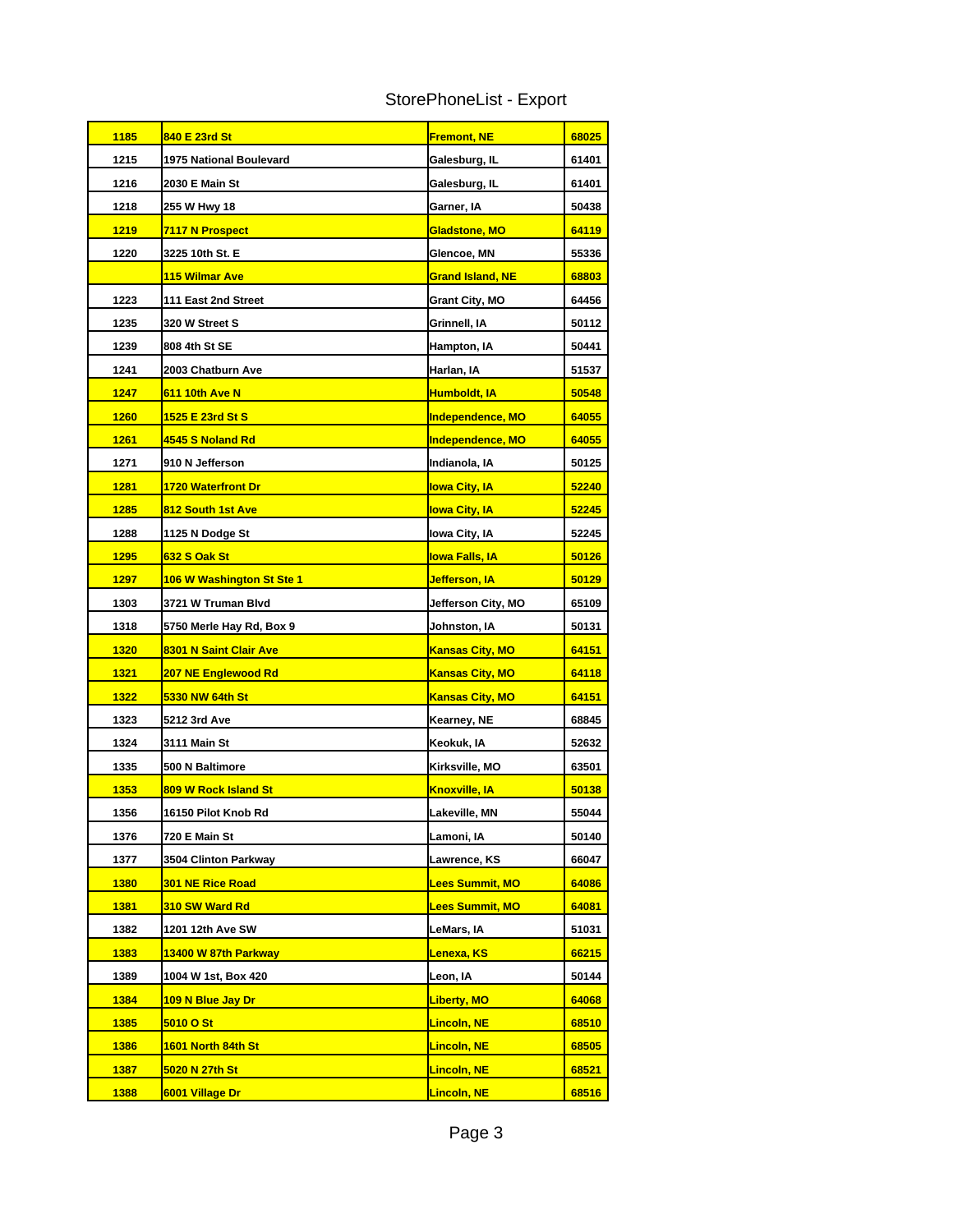StorePhoneList - Export

| 1185 | 840 E 23rd St | Fremont, NE | 68025 |
|---|---|---|---|
| 1215 | 1975 National Boulevard | Galesburg, IL | 61401 |
| 1216 | 2030 E Main St | Galesburg, IL | 61401 |
| 1218 | 255 W Hwy 18 | Garner, IA | 50438 |
| 1219 | 7117 N Prospect | Gladstone, MO | 64119 |
| 1220 | 3225 10th St. E | Glencoe, MN | 55336 |
| | 115 Wilmar Ave | Grand Island, NE | 68803 |
| 1223 | 111 East 2nd Street | Grant City, MO | 64456 |
| 1235 | 320 W Street S | Grinnell, IA | 50112 |
| 1239 | 808 4th St SE | Hampton, IA | 50441 |
| 1241 | 2003 Chatburn Ave | Harlan, IA | 51537 |
| 1247 | 611 10th Ave N | Humboldt, IA | 50548 |
| 1260 | 1525 E 23rd St S | Independence, MO | 64055 |
| 1261 | 4545 S Noland Rd | Independence, MO | 64055 |
| 1271 | 910 N Jefferson | Indianola, IA | 50125 |
| 1281 | 1720 Waterfront Dr | Iowa City, IA | 52240 |
| 1285 | 812 South 1st Ave | Iowa City, IA | 52245 |
| 1288 | 1125 N Dodge St | Iowa City, IA | 52245 |
| 1295 | 632 S Oak St | Iowa Falls, IA | 50126 |
| 1297 | 106 W Washington St Ste 1 | Jefferson, IA | 50129 |
| 1303 | 3721 W Truman Blvd | Jefferson City, MO | 65109 |
| 1318 | 5750 Merle Hay Rd, Box 9 | Johnston, IA | 50131 |
| 1320 | 8301 N Saint Clair Ave | Kansas City, MO | 64151 |
| 1321 | 207 NE Englewood Rd | Kansas City, MO | 64118 |
| 1322 | 5330 NW 64th St | Kansas City, MO | 64151 |
| 1323 | 5212 3rd Ave | Kearney, NE | 68845 |
| 1324 | 3111 Main St | Keokuk, IA | 52632 |
| 1335 | 500 N Baltimore | Kirksville, MO | 63501 |
| 1353 | 809 W Rock Island St | Knoxville, IA | 50138 |
| 1356 | 16150 Pilot Knob Rd | Lakeville, MN | 55044 |
| 1376 | 720 E Main St | Lamoni, IA | 50140 |
| 1377 | 3504 Clinton Parkway | Lawrence, KS | 66047 |
| 1380 | 301 NE Rice Road | Lees Summit, MO | 64086 |
| 1381 | 310 SW Ward Rd | Lees Summit, MO | 64081 |
| 1382 | 1201 12th Ave SW | LeMars, IA | 51031 |
| 1383 | 13400 W 87th Parkway | Lenexa, KS | 66215 |
| 1389 | 1004 W 1st, Box 420 | Leon, IA | 50144 |
| 1384 | 109 N Blue Jay Dr | Liberty, MO | 64068 |
| 1385 | 5010 O St | Lincoln, NE | 68510 |
| 1386 | 1601 North 84th St | Lincoln, NE | 68505 |
| 1387 | 5020 N 27th St | Lincoln, NE | 68521 |
| 1388 | 6001 Village Dr | Lincoln, NE | 68516 |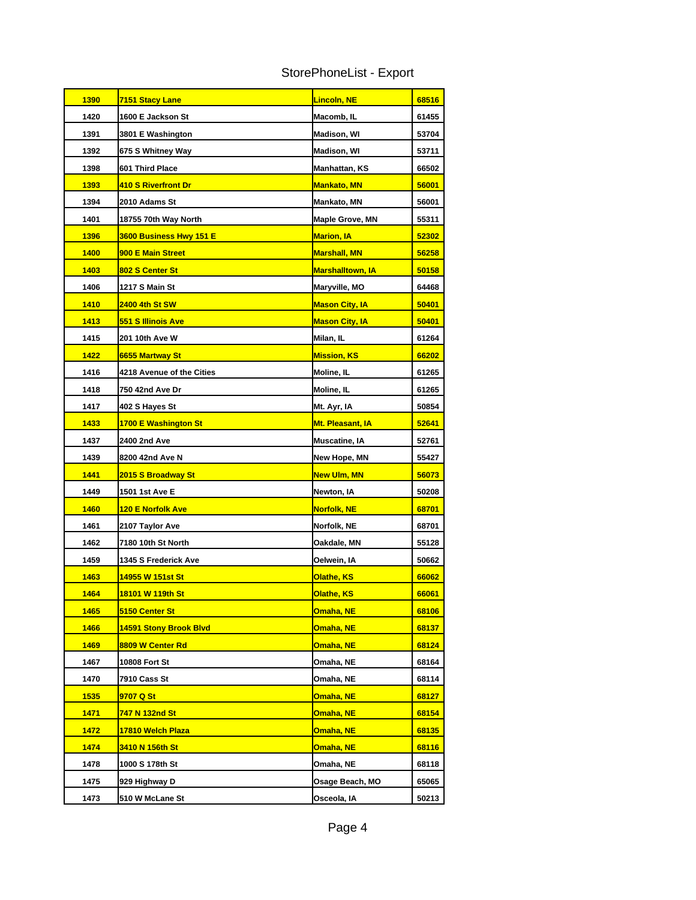| 1390 | 7151 Stacy Lane | Lincoln, NE | 68516 |
|---|---|---|---|
| 1420 | 1600 E Jackson St | Macomb, IL | 61455 |
| 1391 | 3801 E Washington | Madison, WI | 53704 |
| 1392 | 675 S Whitney Way | Madison, WI | 53711 |
| 1398 | 601 Third Place | Manhattan, KS | 66502 |
| 1393 | 410 S Riverfront Dr | Mankato, MN | 56001 |
| 1394 | 2010 Adams St | Mankato, MN | 56001 |
| 1401 | 18755 70th Way North | Maple Grove, MN | 55311 |
| 1396 | 3600 Business Hwy 151 E | Marion, IA | 52302 |
| 1400 | 900 E Main Street | Marshall, MN | 56258 |
| 1403 | 802 S Center St | Marshalltown, IA | 50158 |
| 1406 | 1217 S Main St | Maryville, MO | 64468 |
| 1410 | 2400 4th St SW | Mason City, IA | 50401 |
| 1413 | 551 S Illinois Ave | Mason City, IA | 50401 |
| 1415 | 201 10th Ave W | Milan, IL | 61264 |
| 1422 | 6655 Martway St | Mission, KS | 66202 |
| 1416 | 4218 Avenue of the Cities | Moline, IL | 61265 |
| 1418 | 750 42nd Ave Dr | Moline, IL | 61265 |
| 1417 | 402 S Hayes St | Mt. Ayr, IA | 50854 |
| 1433 | 1700 E Washington St | Mt. Pleasant, IA | 52641 |
| 1437 | 2400 2nd Ave | Muscatine, IA | 52761 |
| 1439 | 8200 42nd Ave N | New Hope, MN | 55427 |
| 1441 | 2015 S Broadway St | New Ulm, MN | 56073 |
| 1449 | 1501 1st Ave E | Newton, IA | 50208 |
| 1460 | 120 E Norfolk Ave | Norfolk, NE | 68701 |
| 1461 | 2107 Taylor Ave | Norfolk, NE | 68701 |
| 1462 | 7180 10th St North | Oakdale, MN | 55128 |
| 1459 | 1345 S Frederick Ave | Oelwein, IA | 50662 |
| 1463 | 14955 W 151st St | Olathe, KS | 66062 |
| 1464 | 18101 W 119th St | Olathe, KS | 66061 |
| 1465 | 5150 Center St | Omaha, NE | 68106 |
| 1466 | 14591 Stony Brook Blvd | Omaha, NE | 68137 |
| 1469 | 8809 W Center Rd | Omaha, NE | 68124 |
| 1467 | 10808 Fort St | Omaha, NE | 68164 |
| 1470 | 7910 Cass St | Omaha, NE | 68114 |
| 1535 | 9707 Q St | Omaha, NE | 68127 |
| 1471 | 747 N 132nd St | Omaha, NE | 68154 |
| 1472 | 17810 Welch Plaza | Omaha, NE | 68135 |
| 1474 | 3410 N 156th St | Omaha, NE | 68116 |
| 1478 | 1000 S 178th St | Omaha, NE | 68118 |
| 1475 | 929 Highway D | Osage Beach, MO | 65065 |
| 1473 | 510 W McLane St | Osceola, IA | 50213 |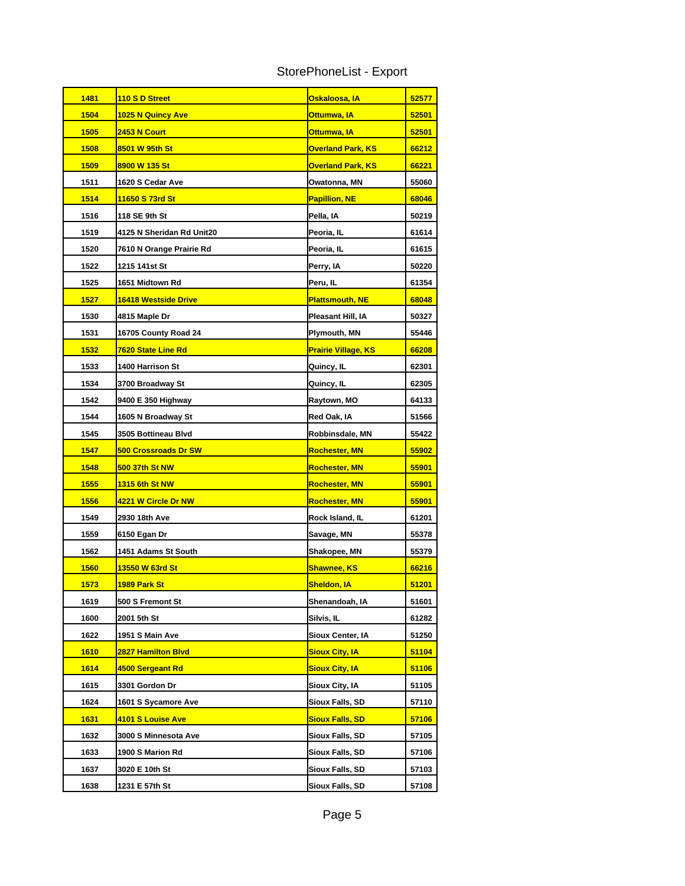StorePhoneList - Export

| 1481 | 110 S D Street | Oskaloosa, IA | 52577 |
|---|---|---|---|
| 1504 | 1025 N Quincy Ave | Ottumwa, IA | 52501 |
| 1505 | 2453 N Court | Ottumwa, IA | 52501 |
| 1508 | 8501 W 95th St | Overland Park, KS | 66212 |
| 1509 | 8900 W 135 St | Overland Park, KS | 66221 |
| 1511 | 1620 S Cedar Ave | Owatonna, MN | 55060 |
| 1514 | 11650 S 73rd St | Papillion, NE | 68046 |
| 1516 | 118 SE 9th St | Pella, IA | 50219 |
| 1519 | 4125 N Sheridan Rd Unit20 | Peoria, IL | 61614 |
| 1520 | 7610 N Orange Prairie Rd | Peoria, IL | 61615 |
| 1522 | 1215 141st St | Perry, IA | 50220 |
| 1525 | 1651 Midtown Rd | Peru, IL | 61354 |
| 1527 | 16418 Westside Drive | Plattsmouth, NE | 68048 |
| 1530 | 4815 Maple Dr | Pleasant Hill, IA | 50327 |
| 1531 | 16705 County Road 24 | Plymouth, MN | 55446 |
| 1532 | 7620 State Line Rd | Prairie Village, KS | 66208 |
| 1533 | 1400 Harrison St | Quincy, IL | 62301 |
| 1534 | 3700 Broadway St | Quincy, IL | 62305 |
| 1542 | 9400 E 350 Highway | Raytown, MO | 64133 |
| 1544 | 1605 N Broadway St | Red Oak, IA | 51566 |
| 1545 | 3505 Bottineau Blvd | Robbinsdale, MN | 55422 |
| 1547 | 500 Crossroads Dr SW | Rochester, MN | 55902 |
| 1548 | 500 37th St NW | Rochester, MN | 55901 |
| 1555 | 1315 6th St NW | Rochester, MN | 55901 |
| 1556 | 4221 W Circle Dr NW | Rochester, MN | 55901 |
| 1549 | 2930 18th Ave | Rock Island, IL | 61201 |
| 1559 | 6150 Egan Dr | Savage, MN | 55378 |
| 1562 | 1451 Adams St South | Shakopee, MN | 55379 |
| 1560 | 13550 W 63rd St | Shawnee, KS | 66216 |
| 1573 | 1989 Park St | Sheldon, IA | 51201 |
| 1619 | 500 S Fremont St | Shenandoah, IA | 51601 |
| 1600 | 2001 5th St | Silvis, IL | 61282 |
| 1622 | 1951 S Main Ave | Sioux Center, IA | 51250 |
| 1610 | 2827 Hamilton Blvd | Sioux City, IA | 51104 |
| 1614 | 4500 Sergeant Rd | Sioux City, IA | 51106 |
| 1615 | 3301 Gordon Dr | Sioux City, IA | 51105 |
| 1624 | 1601 S Sycamore Ave | Sioux Falls, SD | 57110 |
| 1631 | 4101 S Louise Ave | Sioux Falls, SD | 57106 |
| 1632 | 3000 S Minnesota Ave | Sioux Falls, SD | 57105 |
| 1633 | 1900 S Marion Rd | Sioux Falls, SD | 57106 |
| 1637 | 3020 E 10th St | Sioux Falls, SD | 57103 |
| 1638 | 1231 E 57th St | Sioux Falls, SD | 57108 |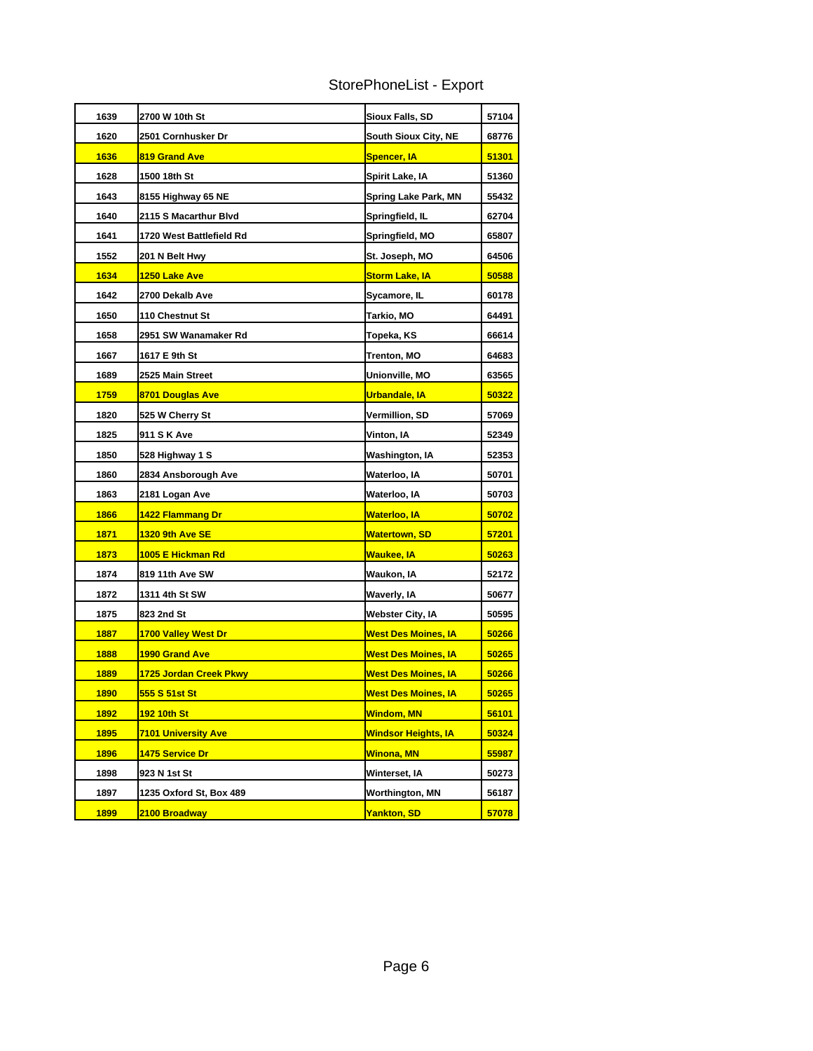StorePhoneList - Export

| | | | |
|---|---|---|---|
| 1639 | 2700 W 10th St | Sioux Falls, SD | 57104 |
| 1620 | 2501 Cornhusker Dr | South Sioux City, NE | 68776 |
| 1636 | 819 Grand Ave | Spencer, IA | 51301 |
| 1628 | 1500 18th St | Spirit Lake, IA | 51360 |
| 1643 | 8155 Highway 65 NE | Spring Lake Park, MN | 55432 |
| 1640 | 2115 S Macarthur Blvd | Springfield, IL | 62704 |
| 1641 | 1720 West Battlefield Rd | Springfield, MO | 65807 |
| 1552 | 201 N Belt Hwy | St. Joseph, MO | 64506 |
| 1634 | 1250 Lake Ave | Storm Lake, IA | 50588 |
| 1642 | 2700 Dekalb Ave | Sycamore, IL | 60178 |
| 1650 | 110 Chestnut St | Tarkio, MO | 64491 |
| 1658 | 2951 SW Wanamaker Rd | Topeka, KS | 66614 |
| 1667 | 1617 E 9th St | Trenton, MO | 64683 |
| 1689 | 2525 Main Street | Unionville, MO | 63565 |
| 1759 | 8701 Douglas Ave | Urbandale, IA | 50322 |
| 1820 | 525 W Cherry St | Vermillion, SD | 57069 |
| 1825 | 911 S K Ave | Vinton, IA | 52349 |
| 1850 | 528 Highway 1 S | Washington, IA | 52353 |
| 1860 | 2834 Ansborough Ave | Waterloo, IA | 50701 |
| 1863 | 2181 Logan Ave | Waterloo, IA | 50703 |
| 1866 | 1422 Flammang Dr | Waterloo, IA | 50702 |
| 1871 | 1320 9th Ave SE | Watertown, SD | 57201 |
| 1873 | 1005 E Hickman Rd | Waukee, IA | 50263 |
| 1874 | 819 11th Ave SW | Waukon, IA | 52172 |
| 1872 | 1311 4th St SW | Waverly, IA | 50677 |
| 1875 | 823 2nd St | Webster City, IA | 50595 |
| 1887 | 1700 Valley West Dr | West Des Moines, IA | 50266 |
| 1888 | 1990 Grand Ave | West Des Moines, IA | 50265 |
| 1889 | 1725 Jordan Creek Pkwy | West Des Moines, IA | 50266 |
| 1890 | 555 S 51st St | West Des Moines, IA | 50265 |
| 1892 | 192 10th St | Windom, MN | 56101 |
| 1895 | 7101 University Ave | Windsor Heights, IA | 50324 |
| 1896 | 1475 Service Dr | Winona, MN | 55987 |
| 1898 | 923 N 1st St | Winterset, IA | 50273 |
| 1897 | 1235 Oxford St, Box 489 | Worthington, MN | 56187 |
| 1899 | 2100 Broadway | Yankton, SD | 57078 |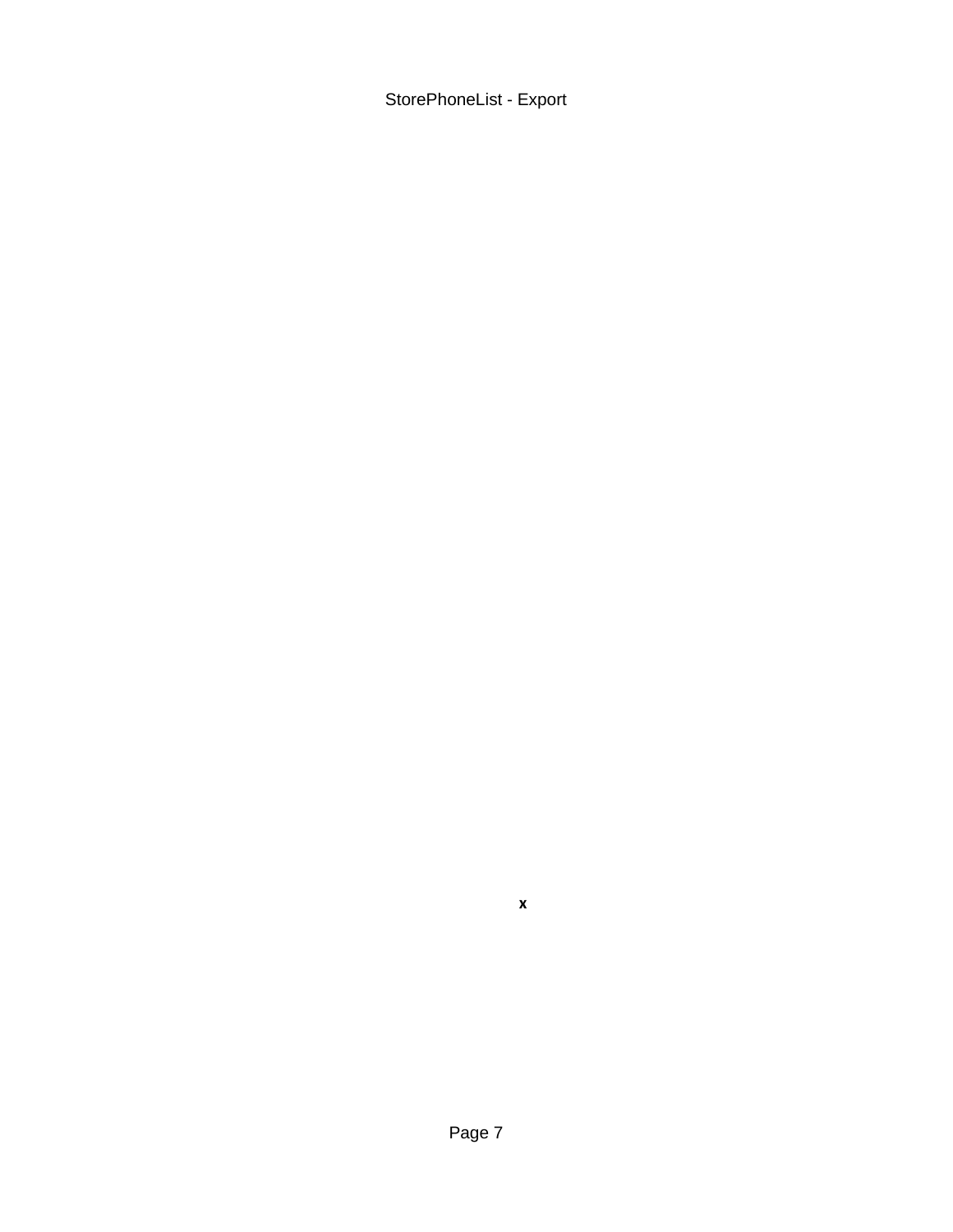**x**